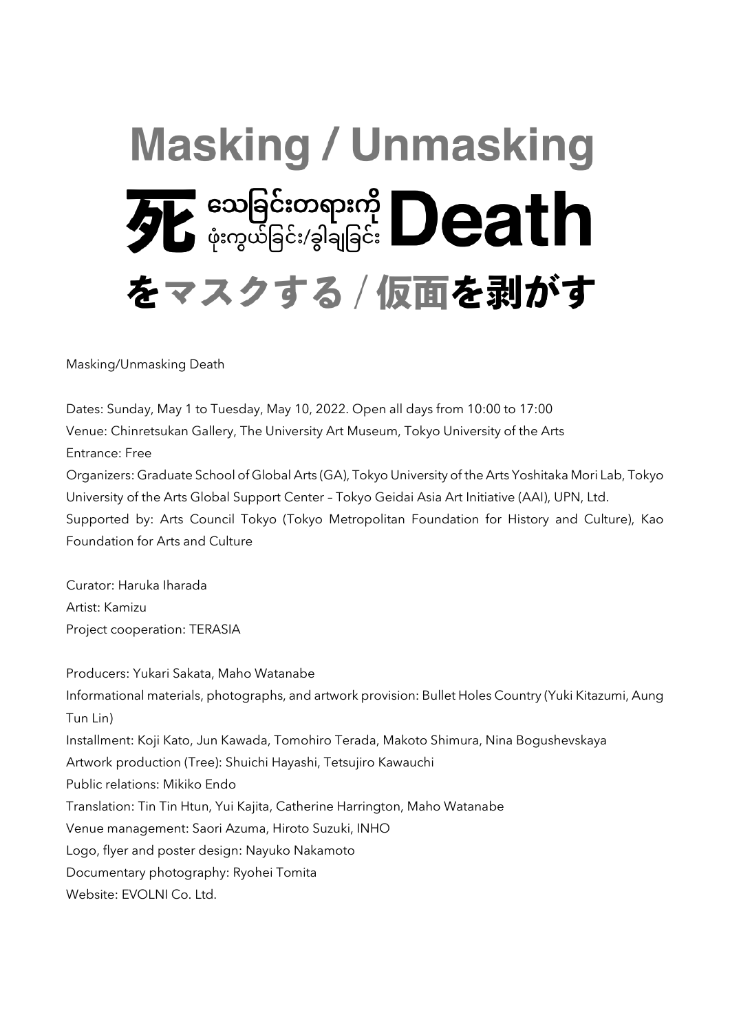# Masking / Unmasking

# 死 သေခြင်းတရားကို ဖုံးကွယ်ခြင်း/ခွါချခြင်း Death

# をマスクする / 仮面を剥がす

Masking/Unmasking Death

Dates: Sunday, May 1 to Tuesday, May 10, 2022. Open all days from 10:00 to 17:00
Venue: Chinretsukan Gallery, The University Art Museum, Tokyo University of the Arts
Entrance: Free
Organizers: Graduate School of Global Arts (GA), Tokyo University of the Arts Yoshitaka Mori Lab, Tokyo University of the Arts Global Support Center – Tokyo Geidai Asia Art Initiative (AAI), UPN, Ltd.
Supported by: Arts Council Tokyo (Tokyo Metropolitan Foundation for History and Culture), Kao Foundation for Arts and Culture

Curator: Haruka Iharada
Artist: Kamizu
Project cooperation: TERASIA

Producers: Yukari Sakata, Maho Watanabe
Informational materials, photographs, and artwork provision: Bullet Holes Country (Yuki Kitazumi, Aung Tun Lin)
Installment: Koji Kato, Jun Kawada, Tomohiro Terada, Makoto Shimura, Nina Bogushevskaya
Artwork production (Tree): Shuichi Hayashi, Tetsujiro Kawauchi
Public relations: Mikiko Endo
Translation: Tin Tin Htun, Yui Kajita, Catherine Harrington, Maho Watanabe
Venue management: Saori Azuma, Hiroto Suzuki, INHO
Logo, flyer and poster design: Nayuko Nakamoto
Documentary photography: Ryohei Tomita
Website: EVOLNI Co. Ltd.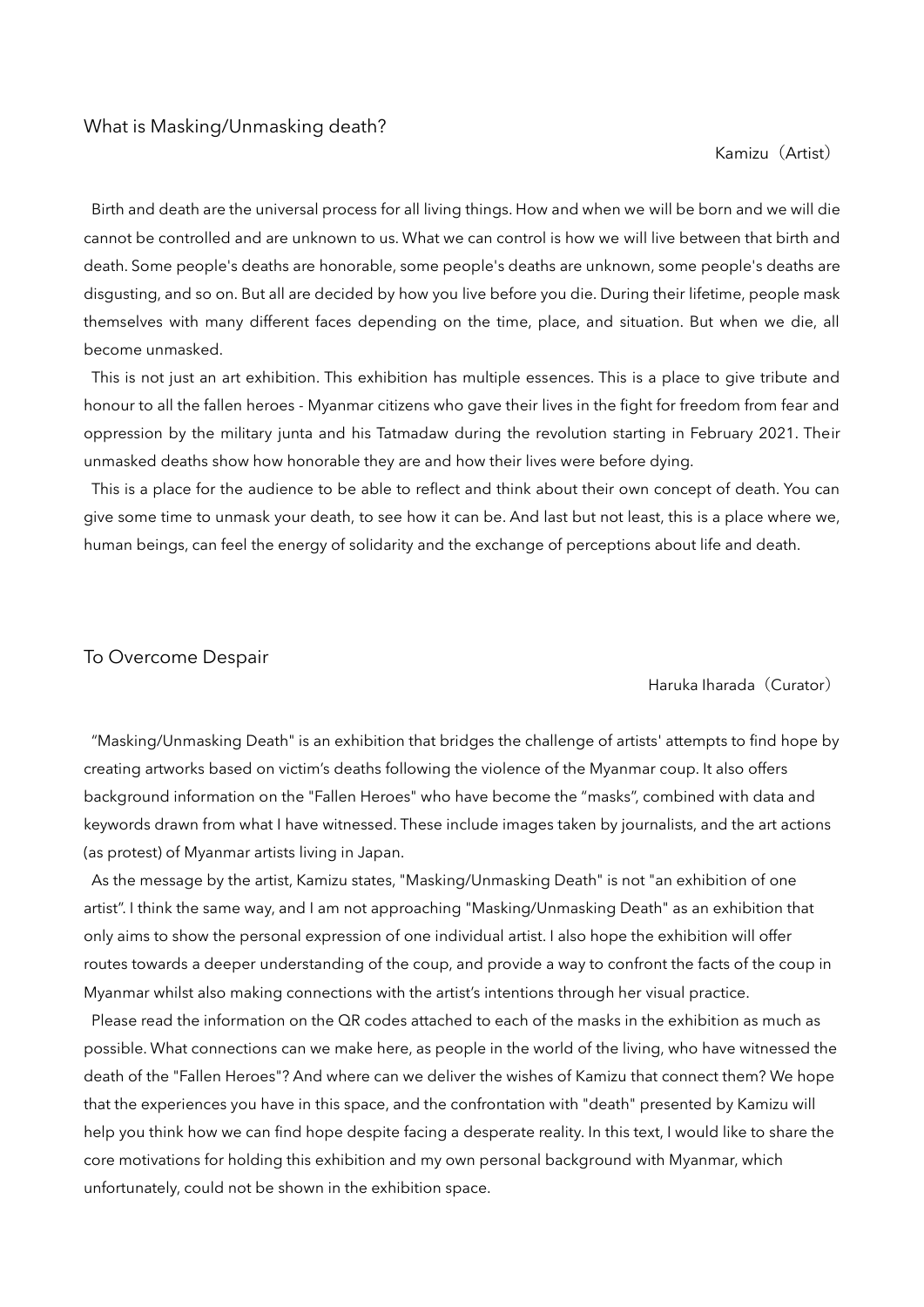## What is Masking/Unmasking death?

Kamizu（Artist）

Birth and death are the universal process for all living things. How and when we will be born and we will die cannot be controlled and are unknown to us. What we can control is how we will live between that birth and death. Some people's deaths are honorable, some people's deaths are unknown, some people's deaths are disgusting, and so on. But all are decided by how you live before you die. During their lifetime, people mask themselves with many different faces depending on the time, place, and situation. But when we die, all become unmasked.

This is not just an art exhibition. This exhibition has multiple essences. This is a place to give tribute and honour to all the fallen heroes - Myanmar citizens who gave their lives in the fight for freedom from fear and oppression by the military junta and his Tatmadaw during the revolution starting in February 2021. Their unmasked deaths show how honorable they are and how their lives were before dying.

This is a place for the audience to be able to reflect and think about their own concept of death. You can give some time to unmask your death, to see how it can be. And last but not least, this is a place where we, human beings, can feel the energy of solidarity and the exchange of perceptions about life and death.

## To Overcome Despair

Haruka Iharada（Curator）

“Masking/Unmasking Death" is an exhibition that bridges the challenge of artists' attempts to find hope by creating artworks based on victim’s deaths following the violence of the Myanmar coup. It also offers background information on the "Fallen Heroes" who have become the “masks”, combined with data and keywords drawn from what I have witnessed. These include images taken by journalists, and the art actions (as protest) of Myanmar artists living in Japan.

As the message by the artist, Kamizu states, "Masking/Unmasking Death" is not "an exhibition of one artist”. I think the same way, and I am not approaching "Masking/Unmasking Death" as an exhibition that only aims to show the personal expression of one individual artist. I also hope the exhibition will offer routes towards a deeper understanding of the coup, and provide a way to confront the facts of the coup in Myanmar whilst also making connections with the artist’s intentions through her visual practice.

Please read the information on the QR codes attached to each of the masks in the exhibition as much as possible. What connections can we make here, as people in the world of the living, who have witnessed the death of the "Fallen Heroes"? And where can we deliver the wishes of Kamizu that connect them? We hope that the experiences you have in this space, and the confrontation with "death" presented by Kamizu will help you think how we can find hope despite facing a desperate reality. In this text, I would like to share the core motivations for holding this exhibition and my own personal background with Myanmar, which unfortunately, could not be shown in the exhibition space.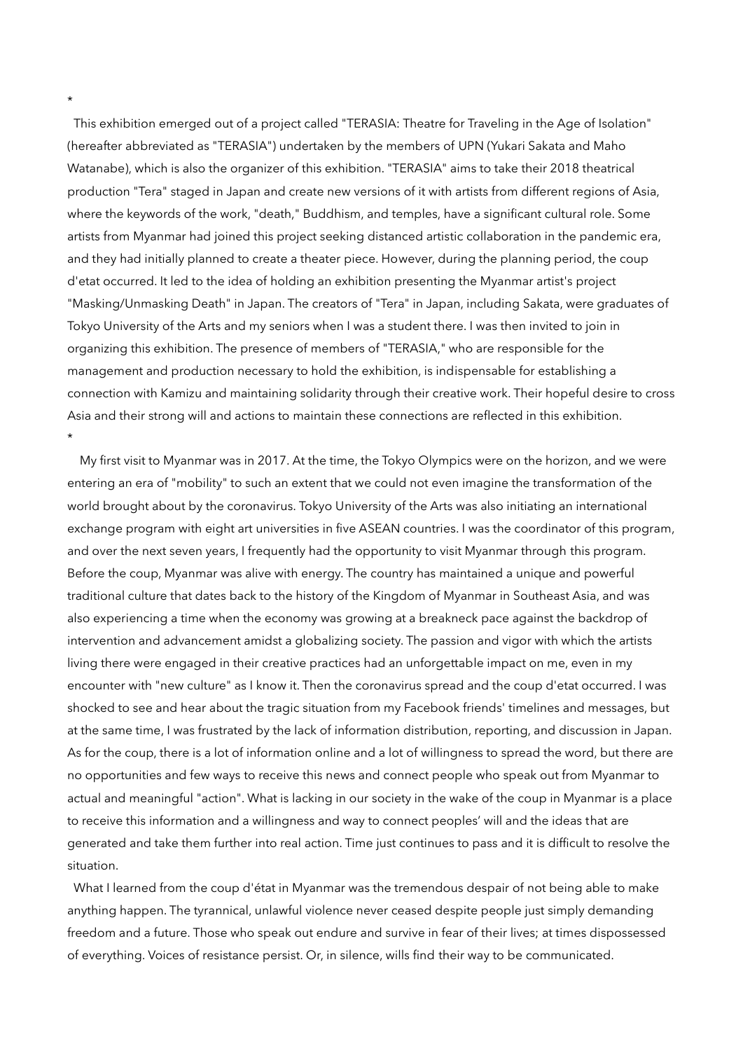*

This exhibition emerged out of a project called "TERASIA: Theatre for Traveling in the Age of Isolation" (hereafter abbreviated as "TERASIA") undertaken by the members of UPN (Yukari Sakata and Maho Watanabe), which is also the organizer of this exhibition. "TERASIA" aims to take their 2018 theatrical production "Tera" staged in Japan and create new versions of it with artists from different regions of Asia, where the keywords of the work, "death," Buddhism, and temples, have a significant cultural role. Some artists from Myanmar had joined this project seeking distanced artistic collaboration in the pandemic era, and they had initially planned to create a theater piece. However, during the planning period, the coup d'etat occurred. It led to the idea of holding an exhibition presenting the Myanmar artist's project "Masking/Unmasking Death" in Japan. The creators of "Tera" in Japan, including Sakata, were graduates of Tokyo University of the Arts and my seniors when I was a student there. I was then invited to join in organizing this exhibition. The presence of members of "TERASIA," who are responsible for the management and production necessary to hold the exhibition, is indispensable for establishing a connection with Kamizu and maintaining solidarity through their creative work. Their hopeful desire to cross Asia and their strong will and actions to maintain these connections are reflected in this exhibition.

*

My first visit to Myanmar was in 2017. At the time, the Tokyo Olympics were on the horizon, and we were entering an era of "mobility" to such an extent that we could not even imagine the transformation of the world brought about by the coronavirus. Tokyo University of the Arts was also initiating an international exchange program with eight art universities in five ASEAN countries. I was the coordinator of this program, and over the next seven years, I frequently had the opportunity to visit Myanmar through this program. Before the coup, Myanmar was alive with energy. The country has maintained a unique and powerful traditional culture that dates back to the history of the Kingdom of Myanmar in Southeast Asia, and was also experiencing a time when the economy was growing at a breakneck pace against the backdrop of intervention and advancement amidst a globalizing society. The passion and vigor with which the artists living there were engaged in their creative practices had an unforgettable impact on me, even in my encounter with "new culture" as I know it. Then the coronavirus spread and the coup d'etat occurred. I was shocked to see and hear about the tragic situation from my Facebook friends' timelines and messages, but at the same time, I was frustrated by the lack of information distribution, reporting, and discussion in Japan. As for the coup, there is a lot of information online and a lot of willingness to spread the word, but there are no opportunities and few ways to receive this news and connect people who speak out from Myanmar to actual and meaningful "action". What is lacking in our society in the wake of the coup in Myanmar is a place to receive this information and a willingness and way to connect peoples' will and the ideas that are generated and take them further into real action. Time just continues to pass and it is difficult to resolve the situation.

What I learned from the coup d'état in Myanmar was the tremendous despair of not being able to make anything happen. The tyrannical, unlawful violence never ceased despite people just simply demanding freedom and a future. Those who speak out endure and survive in fear of their lives; at times dispossessed of everything. Voices of resistance persist. Or, in silence, wills find their way to be communicated.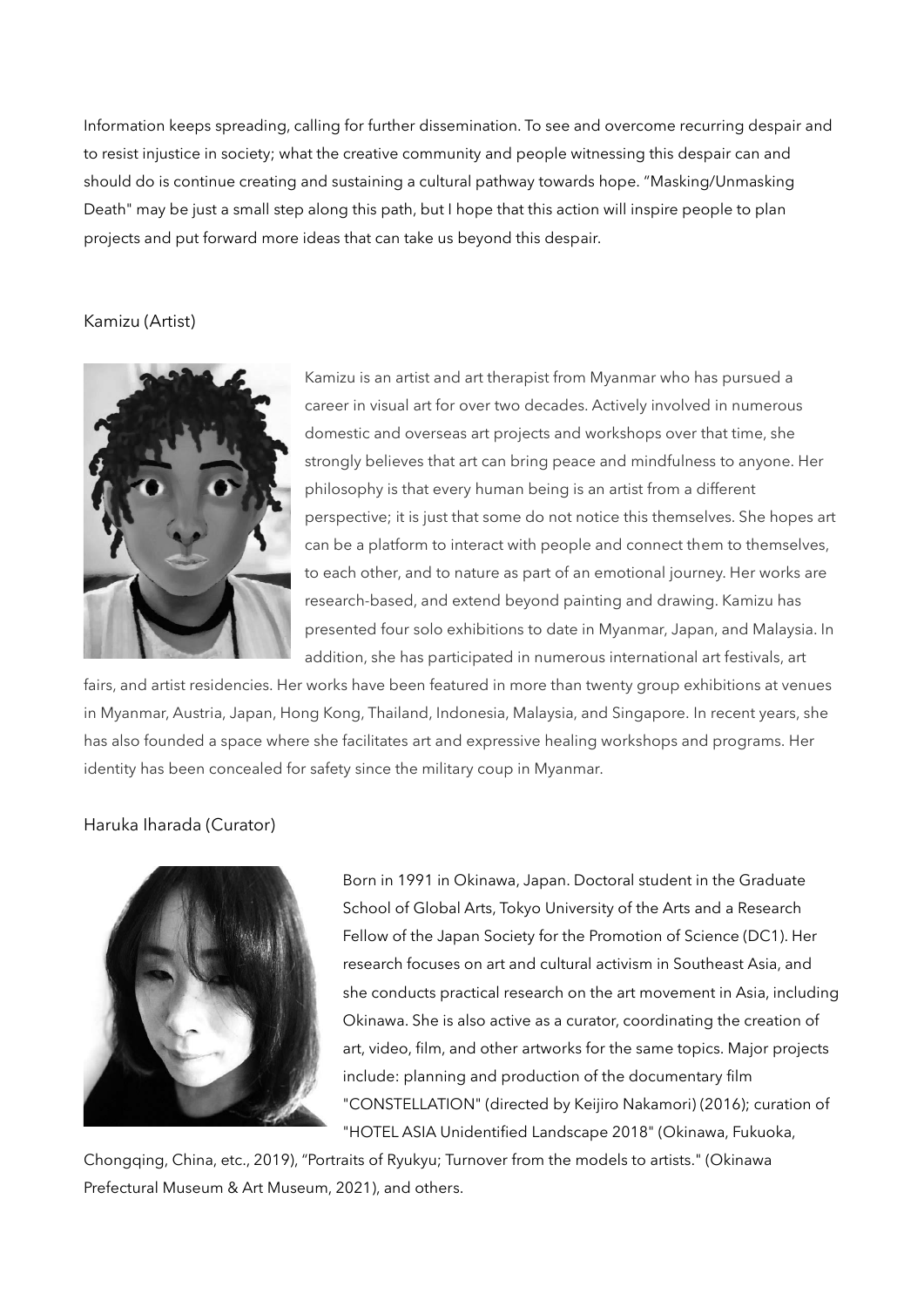Information keeps spreading, calling for further dissemination. To see and overcome recurring despair and to resist injustice in society; what the creative community and people witnessing this despair can and should do is continue creating and sustaining a cultural pathway towards hope. "Masking/Unmasking Death" may be just a small step along this path, but I hope that this action will inspire people to plan projects and put forward more ideas that can take us beyond this despair.

## Kamizu (Artist)

Kamizu is an artist and art therapist from Myanmar who has pursued a career in visual art for over two decades. Actively involved in numerous domestic and overseas art projects and workshops over that time, she strongly believes that art can bring peace and mindfulness to anyone. Her philosophy is that every human being is an artist from a different perspective; it is just that some do not notice this themselves. She hopes art can be a platform to interact with people and connect them to themselves, to each other, and to nature as part of an emotional journey. Her works are research-based, and extend beyond painting and drawing. Kamizu has presented four solo exhibitions to date in Myanmar, Japan, and Malaysia. In addition, she has participated in numerous international art festivals, art fairs, and artist residencies. Her works have been featured in more than twenty group exhibitions at venues in Myanmar, Austria, Japan, Hong Kong, Thailand, Indonesia, Malaysia, and Singapore. In recent years, she has also founded a space where she facilitates art and expressive healing workshops and programs. Her identity has been concealed for safety since the military coup in Myanmar.

## Haruka Iharada (Curator)

Born in 1991 in Okinawa, Japan. Doctoral student in the Graduate School of Global Arts, Tokyo University of the Arts and a Research Fellow of the Japan Society for the Promotion of Science (DC1). Her research focuses on art and cultural activism in Southeast Asia, and she conducts practical research on the art movement in Asia, including Okinawa. She is also active as a curator, coordinating the creation of art, video, film, and other artworks for the same topics. Major projects include: planning and production of the documentary film "CONSTELLATION" (directed by Keijiro Nakamori) (2016); curation of "HOTEL ASIA Unidentified Landscape 2018" (Okinawa, Fukuoka, Chongqing, China, etc., 2019), "Portraits of Ryukyu; Turnover from the models to artists." (Okinawa Prefectural Museum & Art Museum, 2021), and others.